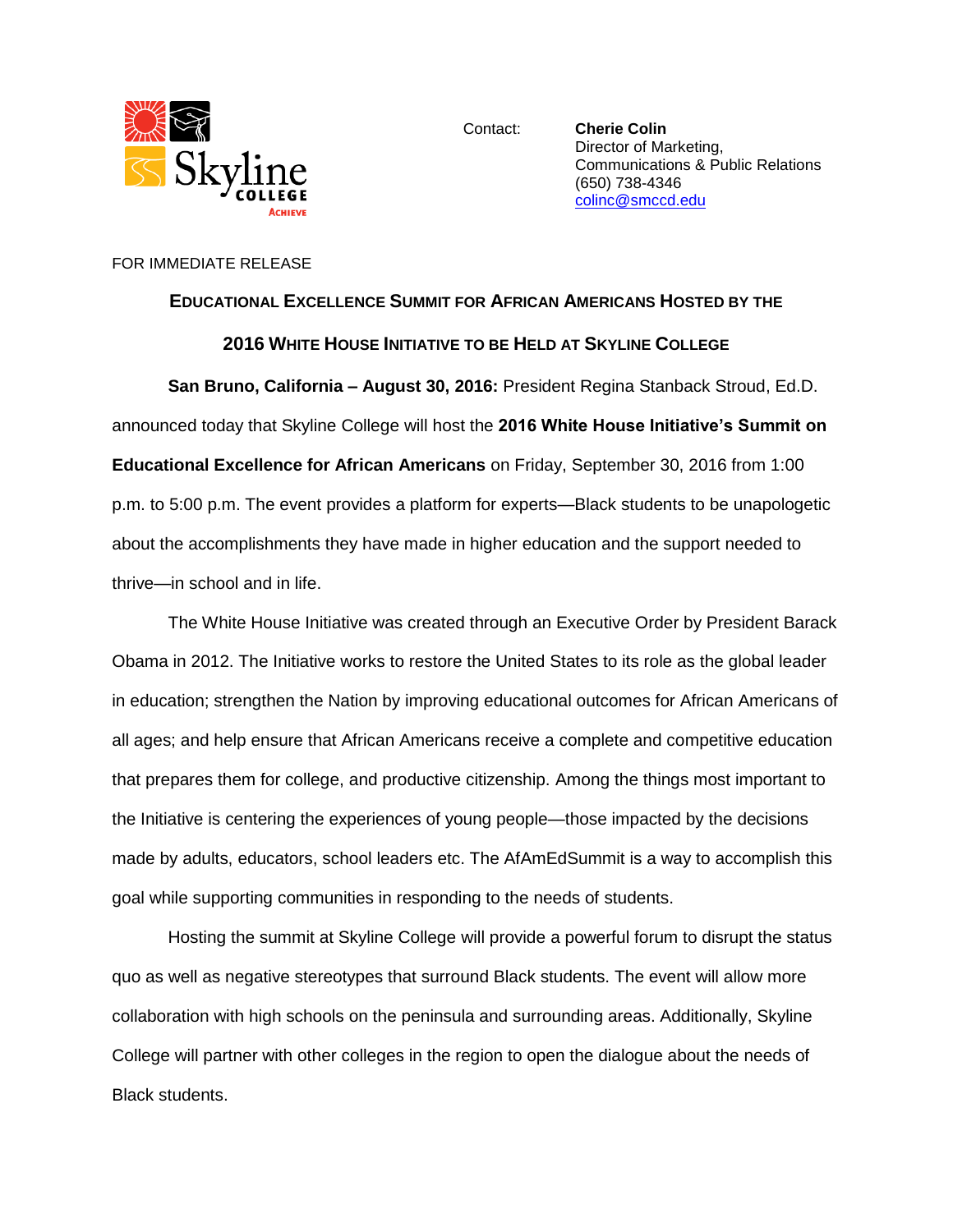Contact: **Cherie Colin**
Director of Marketing,
Communications & Public Relations
(650) 738-4346
colinc@smccd.edu

FOR IMMEDIATE RELEASE

## EDUCATIONAL EXCELLENCE SUMMIT FOR AFRICAN AMERICANS HOSTED BY THE 2016 WHITE HOUSE INITIATIVE TO BE HELD AT SKYLINE COLLEGE

**San Bruno, California – August 30, 2016:** President Regina Stanback Stroud, Ed.D. announced today that Skyline College will host the **2016 White House Initiative's Summit on Educational Excellence for African Americans** on Friday, September 30, 2016 from 1:00 p.m. to 5:00 p.m. The event provides a platform for experts—Black students to be unapologetic about the accomplishments they have made in higher education and the support needed to thrive—in school and in life.

The White House Initiative was created through an Executive Order by President Barack Obama in 2012. The Initiative works to restore the United States to its role as the global leader in education; strengthen the Nation by improving educational outcomes for African Americans of all ages; and help ensure that African Americans receive a complete and competitive education that prepares them for college, and productive citizenship. Among the things most important to the Initiative is centering the experiences of young people—those impacted by the decisions made by adults, educators, school leaders etc. The AfAmEdSummit is a way to accomplish this goal while supporting communities in responding to the needs of students.

Hosting the summit at Skyline College will provide a powerful forum to disrupt the status quo as well as negative stereotypes that surround Black students. The event will allow more collaboration with high schools on the peninsula and surrounding areas. Additionally, Skyline College will partner with other colleges in the region to open the dialogue about the needs of Black students.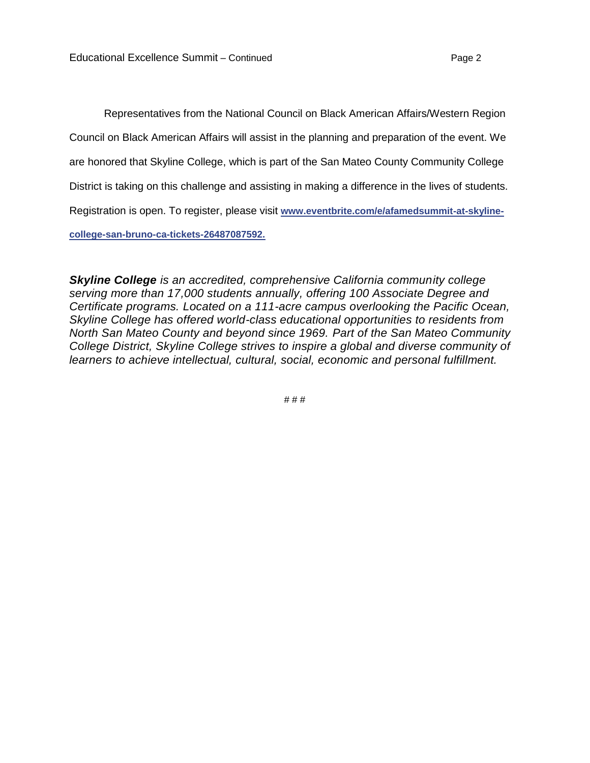Representatives from the National Council on Black American Affairs/Western Region Council on Black American Affairs will assist in the planning and preparation of the event. We are honored that Skyline College, which is part of the San Mateo County Community College District is taking on this challenge and assisting in making a difference in the lives of students. Registration is open. To register, please visit **www.eventbrite.com/e/afamedsummit-at-skyline-college-san-bruno-ca-tickets-26487087592.**

***Skyline College** is an accredited, comprehensive California community college serving more than 17,000 students annually, offering 100 Associate Degree and Certificate programs. Located on a 111-acre campus overlooking the Pacific Ocean, Skyline College has offered world-class educational opportunities to residents from North San Mateo County and beyond since 1969. Part of the San Mateo Community College District, Skyline College strives to inspire a global and diverse community of learners to achieve intellectual, cultural, social, economic and personal fulfillment.*

# # #